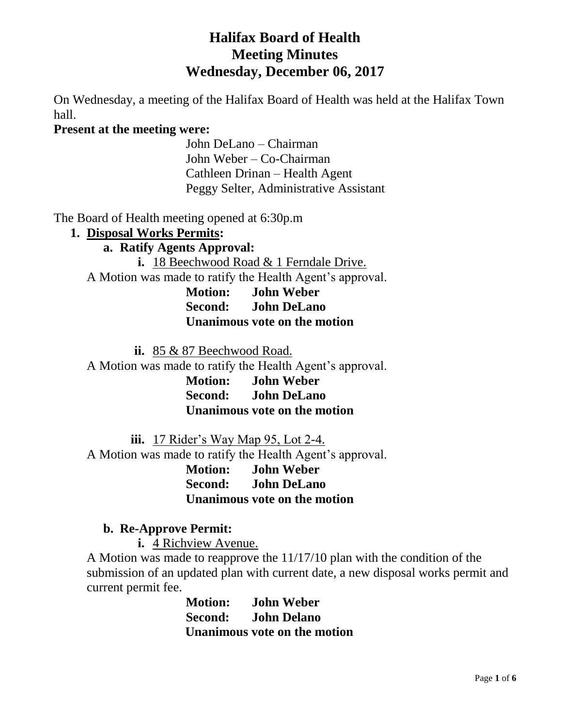# Halifax Board of Health
# Meeting Minutes
# Wednesday, December 06, 2017

On Wednesday, a meeting of the Halifax Board of Health was held at the Halifax Town hall.

**Present at the meeting were:**

John DeLano – Chairman
John Weber – Co-Chairman
Cathleen Drinan – Health Agent
Peggy Selter, Administrative Assistant

The Board of Health meeting opened at 6:30p.m

1. **Disposal Works Permits:**
   - **a. Ratify Agents Approval:**
     - **i.** 18 Beechwood Road & 1 Ferndale Drive.

A Motion was made to ratify the Health Agent's approval.

**Motion: John Weber**
**Second: John DeLano**
**Unanimous vote on the motion**

- **ii.** 85 & 87 Beechwood Road.

A Motion was made to ratify the Health Agent's approval.

**Motion: John Weber**
**Second: John DeLano**
**Unanimous vote on the motion**

- **iii.** 17 Rider's Way Map 95, Lot 2-4.

A Motion was made to ratify the Health Agent's approval.

**Motion: John Weber**
**Second: John DeLano**
**Unanimous vote on the motion**

- **b. Re-Approve Permit:**
  - **i.** 4 Richview Avenue.

A Motion was made to reapprove the 11/17/10 plan with the condition of the submission of an updated plan with current date, a new disposal works permit and current permit fee.

**Motion: John Weber**
**Second: John Delano**
**Unanimous vote on the motion**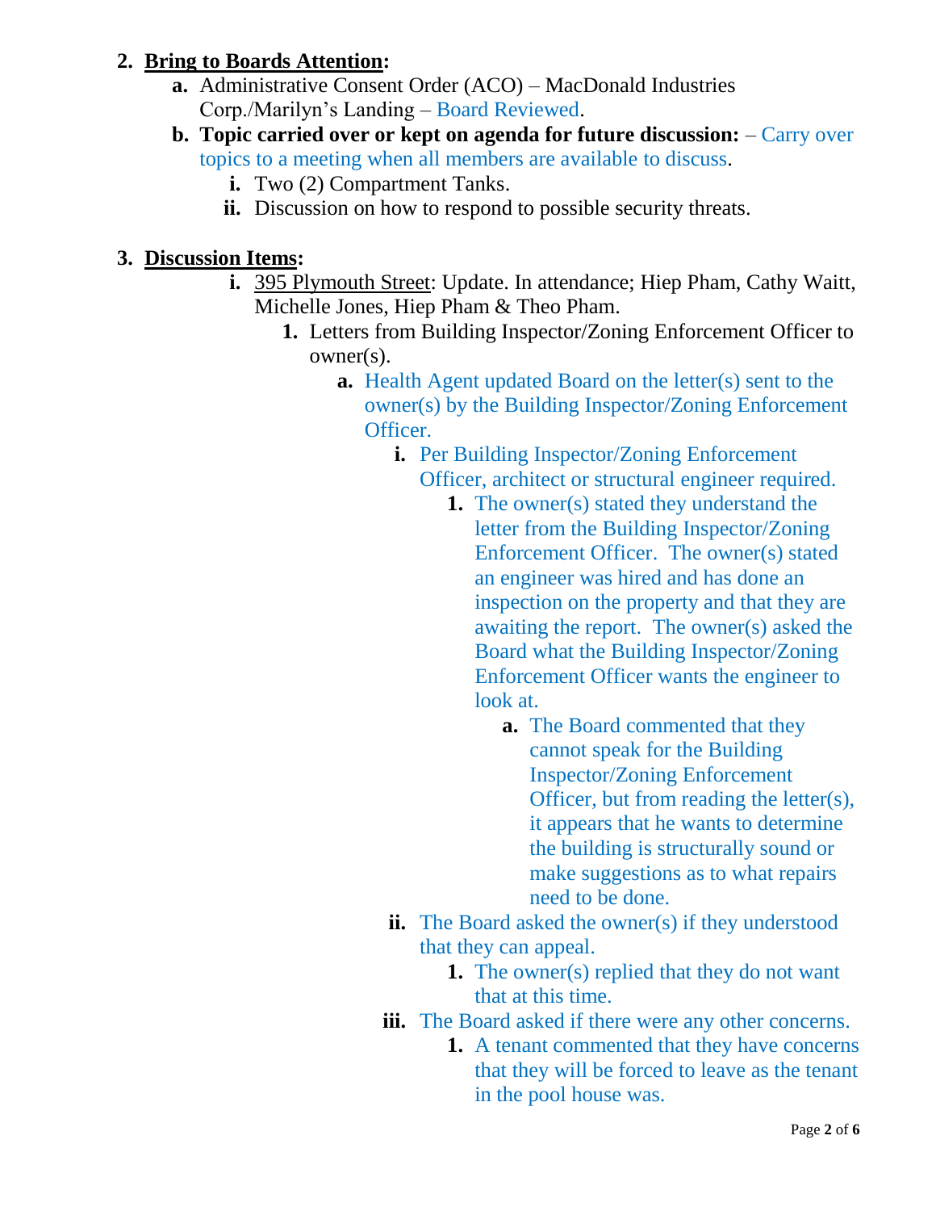2. **<u>Bring to Boards Attention</u>:**
   - **a.** Administrative Consent Order (ACO) – MacDonald Industries Corp./Marilyn's Landing – Board Reviewed.
   - **b.** **Topic carried over or kept on agenda for future discussion:** – Carry over topics to a meeting when all members are available to discuss.
     - **i.** Two (2) Compartment Tanks.
     - **ii.** Discussion on how to respond to possible security threats.

3. **<u>Discussion Items</u>:**
   - **i.** <u>395 Plymouth Street</u>: Update. In attendance; Hiep Pham, Cathy Waitt, Michelle Jones, Hiep Pham & Theo Pham.
     - **1.** Letters from Building Inspector/Zoning Enforcement Officer to owner(s).
       - **a.** Health Agent updated Board on the letter(s) sent to the owner(s) by the Building Inspector/Zoning Enforcement Officer.
         - **i.** Per Building Inspector/Zoning Enforcement Officer, architect or structural engineer required.
           - **1.** The owner(s) stated they understand the letter from the Building Inspector/Zoning Enforcement Officer. The owner(s) stated an engineer was hired and has done an inspection on the property and that they are awaiting the report. The owner(s) asked the Board what the Building Inspector/Zoning Enforcement Officer wants the engineer to look at.
             - **a.** The Board commented that they cannot speak for the Building Inspector/Zoning Enforcement Officer, but from reading the letter(s), it appears that he wants to determine the building is structurally sound or make suggestions as to what repairs need to be done.
         - **ii.** The Board asked the owner(s) if they understood that they can appeal.
           - **1.** The owner(s) replied that they do not want that at this time.
         - **iii.** The Board asked if there were any other concerns.
           - **1.** A tenant commented that they have concerns that they will be forced to leave as the tenant in the pool house was.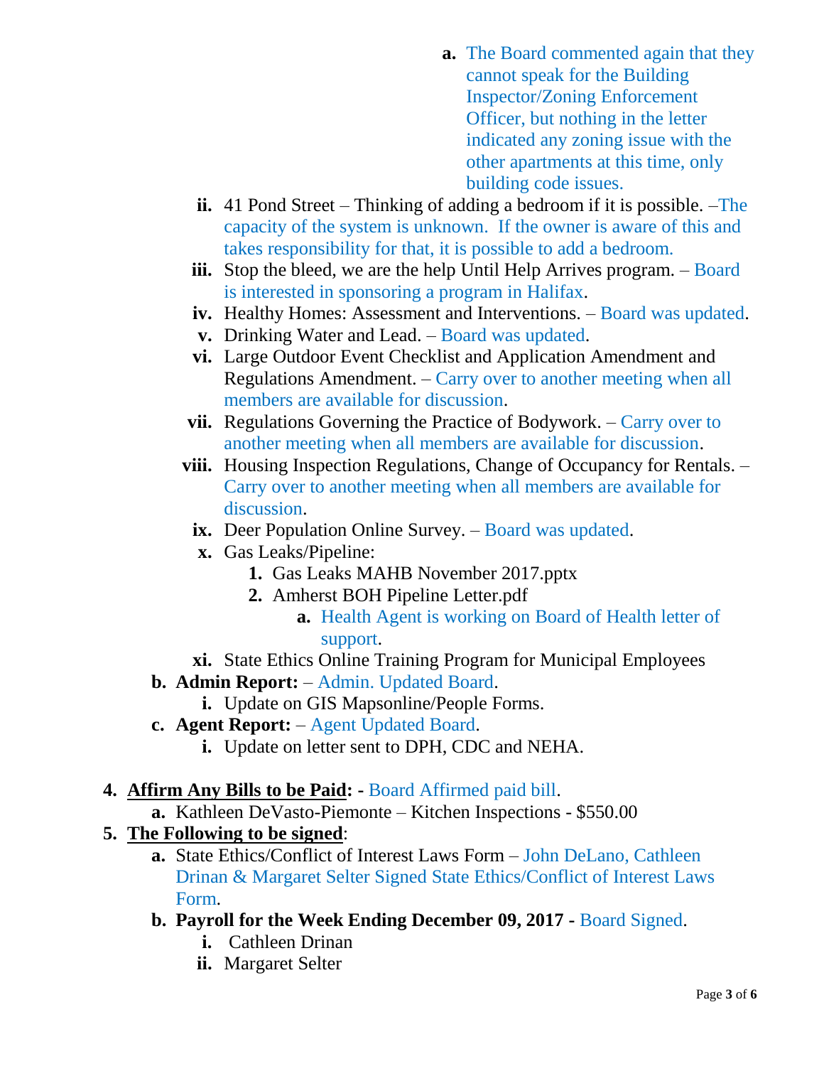a. The Board commented again that they cannot speak for the Building Inspector/Zoning Enforcement Officer, but nothing in the letter indicated any zoning issue with the other apartments at this time, only building code issues.

      ii. 41 Pond Street – Thinking of adding a bedroom if it is possible. –The capacity of the system is unknown. If the owner is aware of this and takes responsibility for that, it is possible to add a bedroom.
      iii. Stop the bleed, we are the help Until Help Arrives program. – Board is interested in sponsoring a program in Halifax.
      iv. Healthy Homes: Assessment and Interventions. – Board was updated.
      v. Drinking Water and Lead. – Board was updated.
      vi. Large Outdoor Event Checklist and Application Amendment and Regulations Amendment. – Carry over to another meeting when all members are available for discussion.
      vii. Regulations Governing the Practice of Bodywork. – Carry over to another meeting when all members are available for discussion.
      viii. Housing Inspection Regulations, Change of Occupancy for Rentals. – Carry over to another meeting when all members are available for discussion.
      ix. Deer Population Online Survey. – Board was updated.
      x. Gas Leaks/Pipeline:
         1. Gas Leaks MAHB November 2017.pptx
         2. Amherst BOH Pipeline Letter.pdf
            a. Health Agent is working on Board of Health letter of support.
      xi. State Ethics Online Training Program for Municipal Employees

   b. **Admin Report:** – Admin. Updated Board.
      i. Update on GIS Mapsonline/People Forms.
   c. **Agent Report:** – Agent Updated Board.
      i. Update on letter sent to DPH, CDC and NEHA.

4. **Affirm Any Bills to be Paid: -** Board Affirmed paid bill.
   a. Kathleen DeVasto-Piemonte – Kitchen Inspections - $550.00
5. **The Following to be signed**:
   a. State Ethics/Conflict of Interest Laws Form – John DeLano, Cathleen Drinan & Margaret Selter Signed State Ethics/Conflict of Interest Laws Form.
   b. **Payroll for the Week Ending December 09, 2017 -** Board Signed.
      i. Cathleen Drinan
      ii. Margaret Selter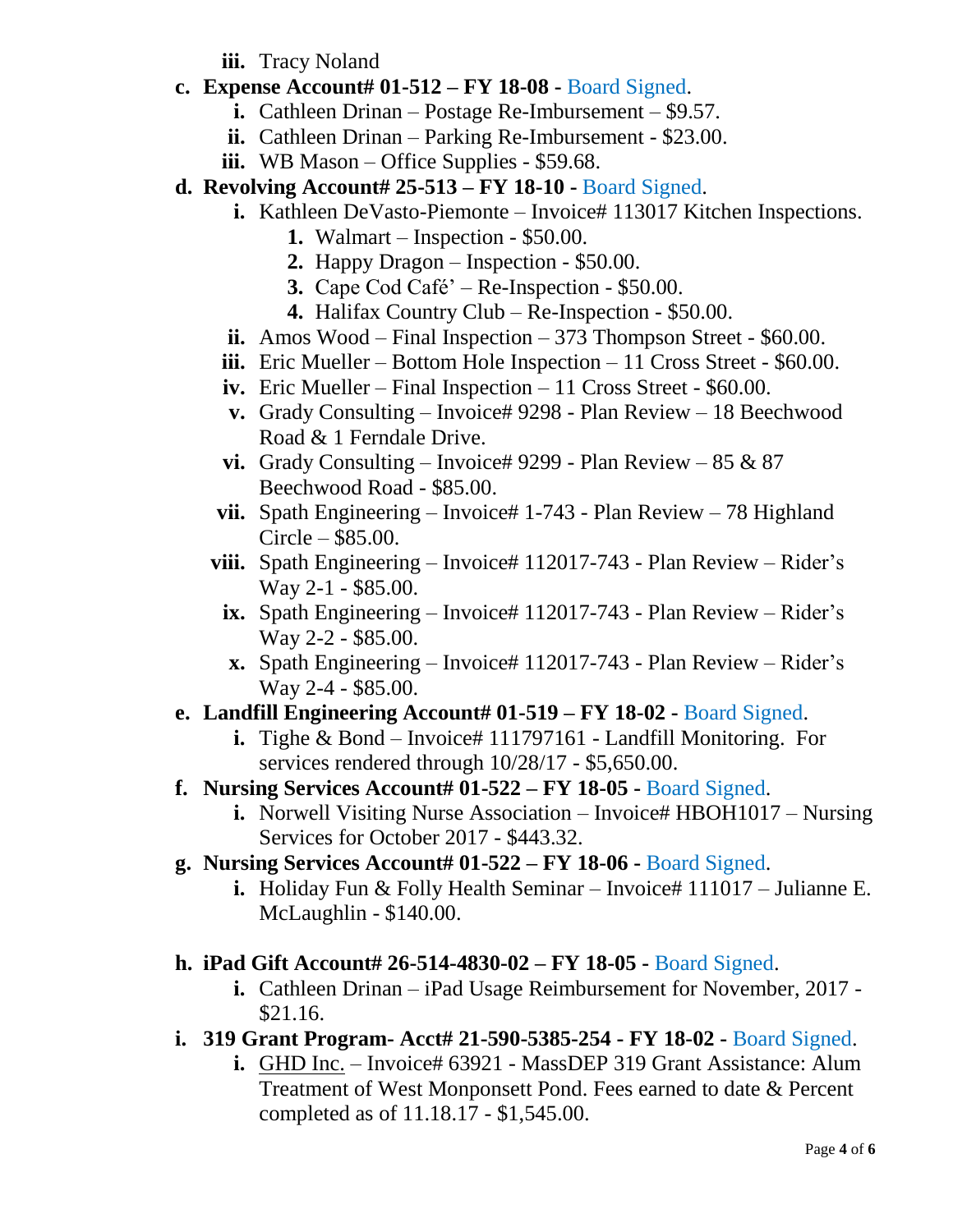iii. Tracy Noland

c. **Expense Account# 01-512 – FY 18-08 -** Board Signed.
   i. Cathleen Drinan – Postage Re-Imbursement – $9.57.
   ii. Cathleen Drinan – Parking Re-Imbursement - $23.00.
   iii. WB Mason – Office Supplies - $59.68.

d. **Revolving Account# 25-513 – FY 18-10 -** Board Signed.
   i. Kathleen DeVasto-Piemonte – Invoice# 113017 Kitchen Inspections.
      1. Walmart – Inspection - $50.00.
      2. Happy Dragon – Inspection - $50.00.
      3. Cape Cod Café' – Re-Inspection - $50.00.
      4. Halifax Country Club – Re-Inspection - $50.00.
   ii. Amos Wood – Final Inspection – 373 Thompson Street - $60.00.
   iii. Eric Mueller – Bottom Hole Inspection – 11 Cross Street - $60.00.
   iv. Eric Mueller – Final Inspection – 11 Cross Street - $60.00.
   v. Grady Consulting – Invoice# 9298 - Plan Review – 18 Beechwood Road & 1 Ferndale Drive.
   vi. Grady Consulting – Invoice# 9299 - Plan Review – 85 & 87 Beechwood Road - $85.00.
   vii. Spath Engineering – Invoice# 1-743 - Plan Review – 78 Highland Circle – $85.00.
   viii. Spath Engineering – Invoice# 112017-743 - Plan Review – Rider's Way 2-1 - $85.00.
   ix. Spath Engineering – Invoice# 112017-743 - Plan Review – Rider's Way 2-2 - $85.00.
   x. Spath Engineering – Invoice# 112017-743 - Plan Review – Rider's Way 2-4 - $85.00.

e. **Landfill Engineering Account# 01-519 – FY 18-02 -** Board Signed.
   i. Tighe & Bond – Invoice# 111797161 - Landfill Monitoring. For services rendered through 10/28/17 - $5,650.00.

f. **Nursing Services Account# 01-522 – FY 18-05 -** Board Signed.
   i. Norwell Visiting Nurse Association – Invoice# HBOH1017 – Nursing Services for October 2017 - $443.32.

g. **Nursing Services Account# 01-522 – FY 18-06 -** Board Signed.
   i. Holiday Fun & Folly Health Seminar – Invoice# 111017 – Julianne E. McLaughlin - $140.00.

h. **iPad Gift Account# 26-514-4830-02 – FY 18-05 -** Board Signed.
   i. Cathleen Drinan – iPad Usage Reimbursement for November, 2017 - $21.16.

i. **319 Grant Program- Acct# 21-590-5385-254 - FY 18-02 -** Board Signed.
   i. GHD Inc. – Invoice# 63921 - MassDEP 319 Grant Assistance: Alum Treatment of West Monponsett Pond. Fees earned to date & Percent completed as of 11.18.17 - $1,545.00.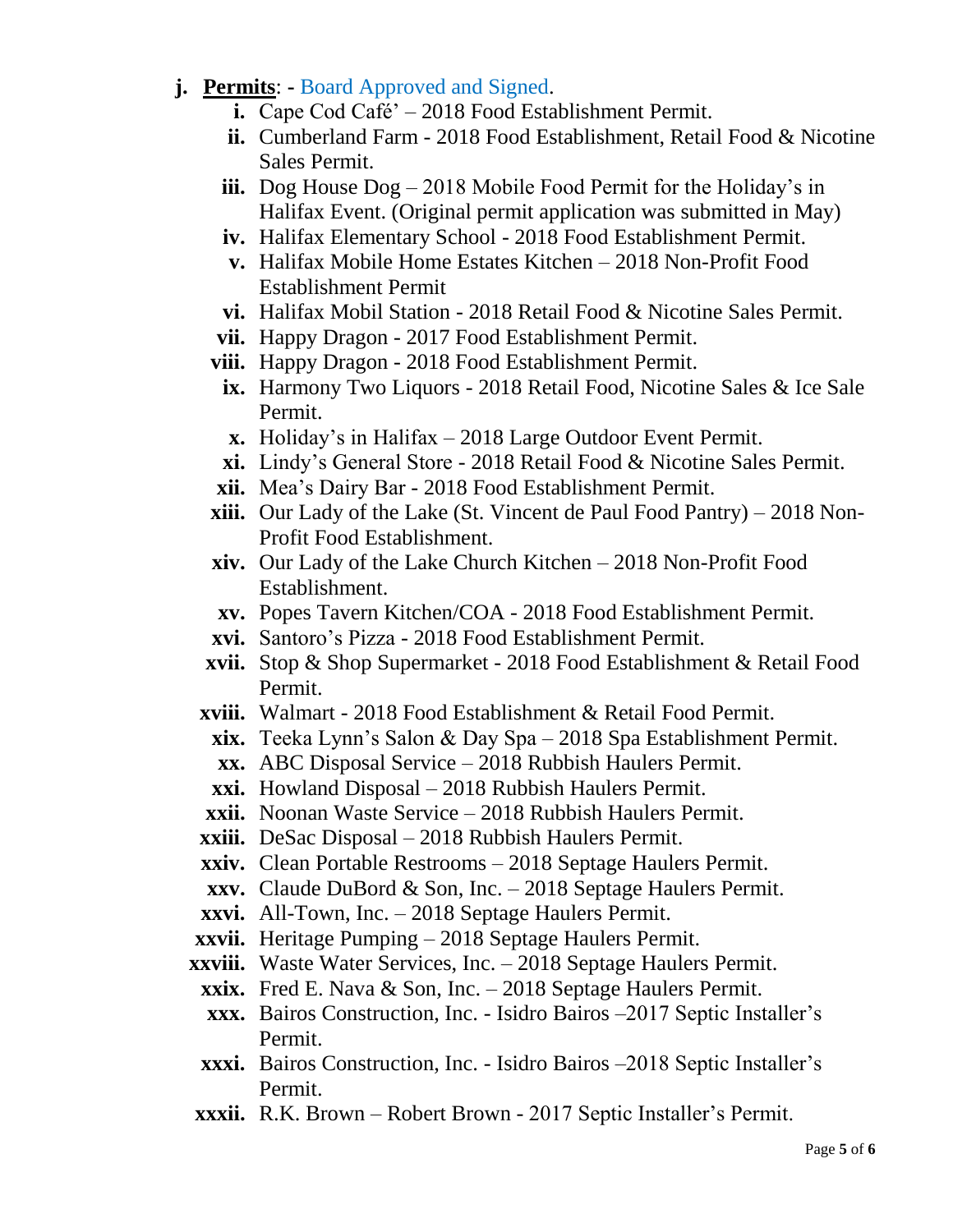- **j. Permits**: - Board Approved and Signed.
  - **i.** Cape Cod Café' – 2018 Food Establishment Permit.
  - **ii.** Cumberland Farm - 2018 Food Establishment, Retail Food & Nicotine Sales Permit.
  - **iii.** Dog House Dog – 2018 Mobile Food Permit for the Holiday's in Halifax Event. (Original permit application was submitted in May)
  - **iv.** Halifax Elementary School - 2018 Food Establishment Permit.
  - **v.** Halifax Mobile Home Estates Kitchen – 2018 Non-Profit Food Establishment Permit
  - **vi.** Halifax Mobil Station - 2018 Retail Food & Nicotine Sales Permit.
  - **vii.** Happy Dragon - 2017 Food Establishment Permit.
  - **viii.** Happy Dragon - 2018 Food Establishment Permit.
  - **ix.** Harmony Two Liquors - 2018 Retail Food, Nicotine Sales & Ice Sale Permit.
  - **x.** Holiday's in Halifax – 2018 Large Outdoor Event Permit.
  - **xi.** Lindy's General Store - 2018 Retail Food & Nicotine Sales Permit.
  - **xii.** Mea's Dairy Bar - 2018 Food Establishment Permit.
  - **xiii.** Our Lady of the Lake (St. Vincent de Paul Food Pantry) – 2018 Non-Profit Food Establishment.
  - **xiv.** Our Lady of the Lake Church Kitchen – 2018 Non-Profit Food Establishment.
  - **xv.** Popes Tavern Kitchen/COA - 2018 Food Establishment Permit.
  - **xvi.** Santoro's Pizza - 2018 Food Establishment Permit.
  - **xvii.** Stop & Shop Supermarket - 2018 Food Establishment & Retail Food Permit.
  - **xviii.** Walmart - 2018 Food Establishment & Retail Food Permit.
  - **xix.** Teeka Lynn's Salon & Day Spa – 2018 Spa Establishment Permit.
  - **xx.** ABC Disposal Service – 2018 Rubbish Haulers Permit.
  - **xxi.** Howland Disposal – 2018 Rubbish Haulers Permit.
  - **xxii.** Noonan Waste Service – 2018 Rubbish Haulers Permit.
  - **xxiii.** DeSac Disposal – 2018 Rubbish Haulers Permit.
  - **xxiv.** Clean Portable Restrooms – 2018 Septage Haulers Permit.
  - **xxv.** Claude DuBord & Son, Inc. – 2018 Septage Haulers Permit.
  - **xxvi.** All-Town, Inc. – 2018 Septage Haulers Permit.
  - **xxvii.** Heritage Pumping – 2018 Septage Haulers Permit.
  - **xxviii.** Waste Water Services, Inc. – 2018 Septage Haulers Permit.
  - **xxix.** Fred E. Nava & Son, Inc. – 2018 Septage Haulers Permit.
  - **xxx.** Bairos Construction, Inc. - Isidro Bairos –2017 Septic Installer's Permit.
  - **xxxi.** Bairos Construction, Inc. - Isidro Bairos –2018 Septic Installer's Permit.
  - **xxxii.** R.K. Brown – Robert Brown - 2017 Septic Installer's Permit.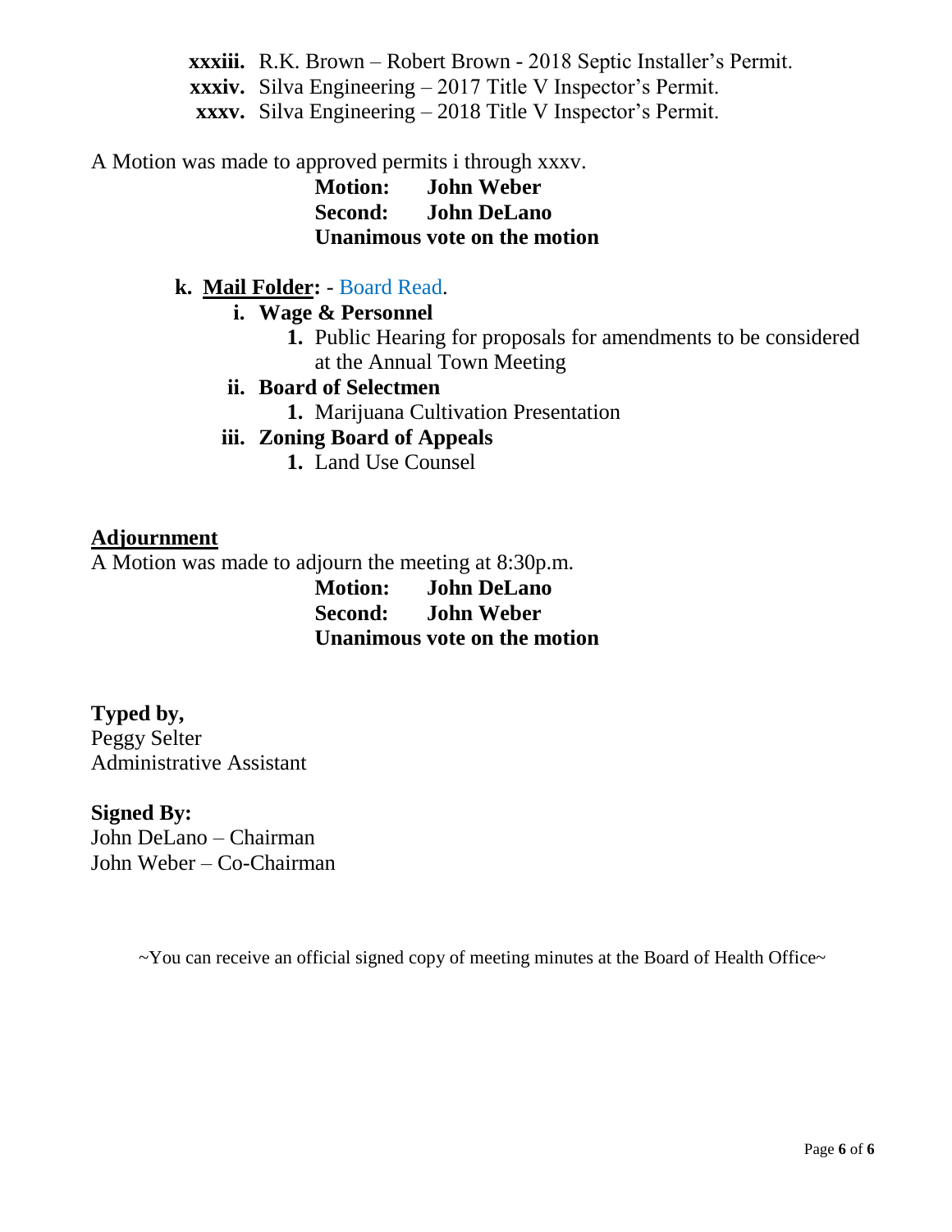xxxiii. R.K. Brown – Robert Brown - 2018 Septic Installer's Permit.
xxxiv. Silva Engineering – 2017 Title V Inspector's Permit.
xxxv. Silva Engineering – 2018 Title V Inspector's Permit.

A Motion was made to approved permits i through xxxv.

**Motion: John Weber**
**Second: John DeLano**
**Unanimous vote on the motion**

k. **Mail Folder:** - Board Read.

i. **Wage & Personnel**

1. Public Hearing for proposals for amendments to be considered at the Annual Town Meeting

ii. **Board of Selectmen**

1. Marijuana Cultivation Presentation

iii. **Zoning Board of Appeals**

1. Land Use Counsel

## Adjournment

A Motion was made to adjourn the meeting at 8:30p.m.

**Motion: John DeLano**
**Second: John Weber**
**Unanimous vote on the motion**

**Typed by,**
Peggy Selter
Administrative Assistant

**Signed By:**
John DeLano – Chairman
John Weber – Co-Chairman

~You can receive an official signed copy of meeting minutes at the Board of Health Office~